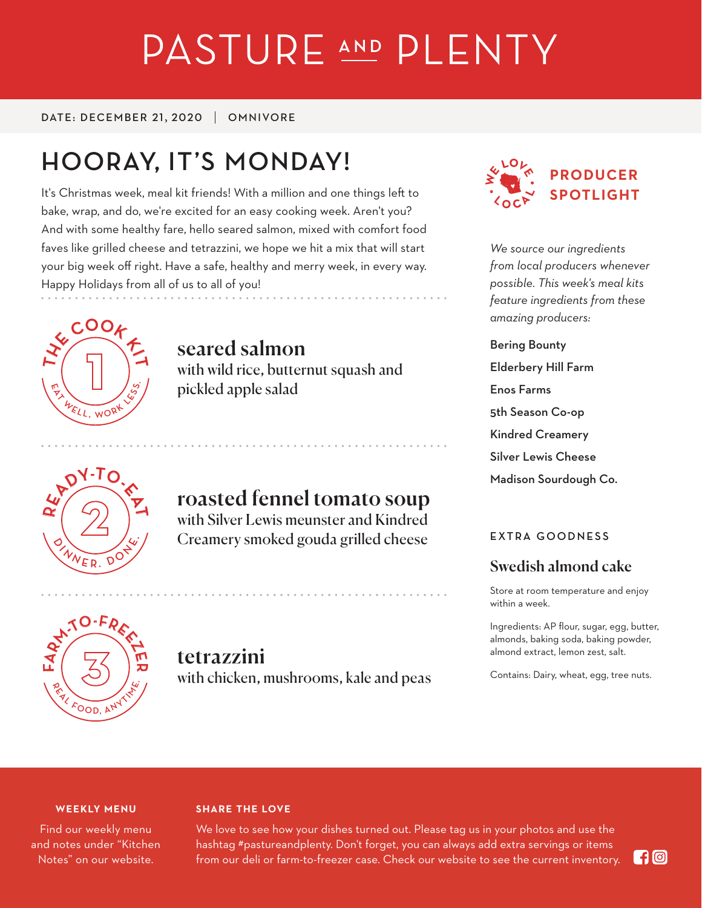# PASTURE AND PLENTY

DATE: DECEMBER 21, 2020 | OMNIVORE

## HOORAY, IT'S MONDAY!

It's Christmas week, meal kit friends! With a million and one things left to bake, wrap, and do, we're excited for an easy cooking week. Aren't you? And with some healthy fare, hello seared salmon, mixed with comfort food faves like grilled cheese and tetrazzini, we hope we hit a mix that will start your big week off right. Have a safe, healthy and merry week, in every way. Happy Holidays from all of us to all of you!

THE COOK KIT 1 — EAT WELL, WORK LESS.

### seared salmon

with wild rice, butternut squash and pickled apple salad

READY-TO-EAT 2 — DINNER. DONE.

### roasted fennel tomato soup

with Silver Lewis meunster and Kindred Creamery smoked gouda grilled cheese

FARM-TO-FREEZER 3 — REAL FOOD, ANYTIME.

### tetrazzini

with chicken, mushrooms, kale and peas

WE LOVE LOCAL

## PRODUCER SPOTLIGHT

*We source our ingredients from local producers whenever possible. This week's meal kits feature ingredients from these amazing producers:*

- Bering Bounty
- Elderbery Hill Farm
- Enos Farms
- 5th Season Co-op
- Kindred Creamery
- Silver Lewis Cheese
- Madison Sourdough Co.

EXTRA GOODNESS

### Swedish almond cake

Store at room temperature and enjoy within a week.

Ingredients: AP flour, sugar, egg, butter, almonds, baking soda, baking powder, almond extract, lemon zest, salt.

Contains: Dairy, wheat, egg, tree nuts.

**WEEKLY MENU**

Find our weekly menu and notes under "Kitchen Notes" on our website.

**SHARE THE LOVE**

We love to see how your dishes turned out. Please tag us in your photos and use the hashtag #pastureandplenty. Don't forget, you can always add extra servings or items from our deli or farm-to-freezer case. Check our website to see the current inventory.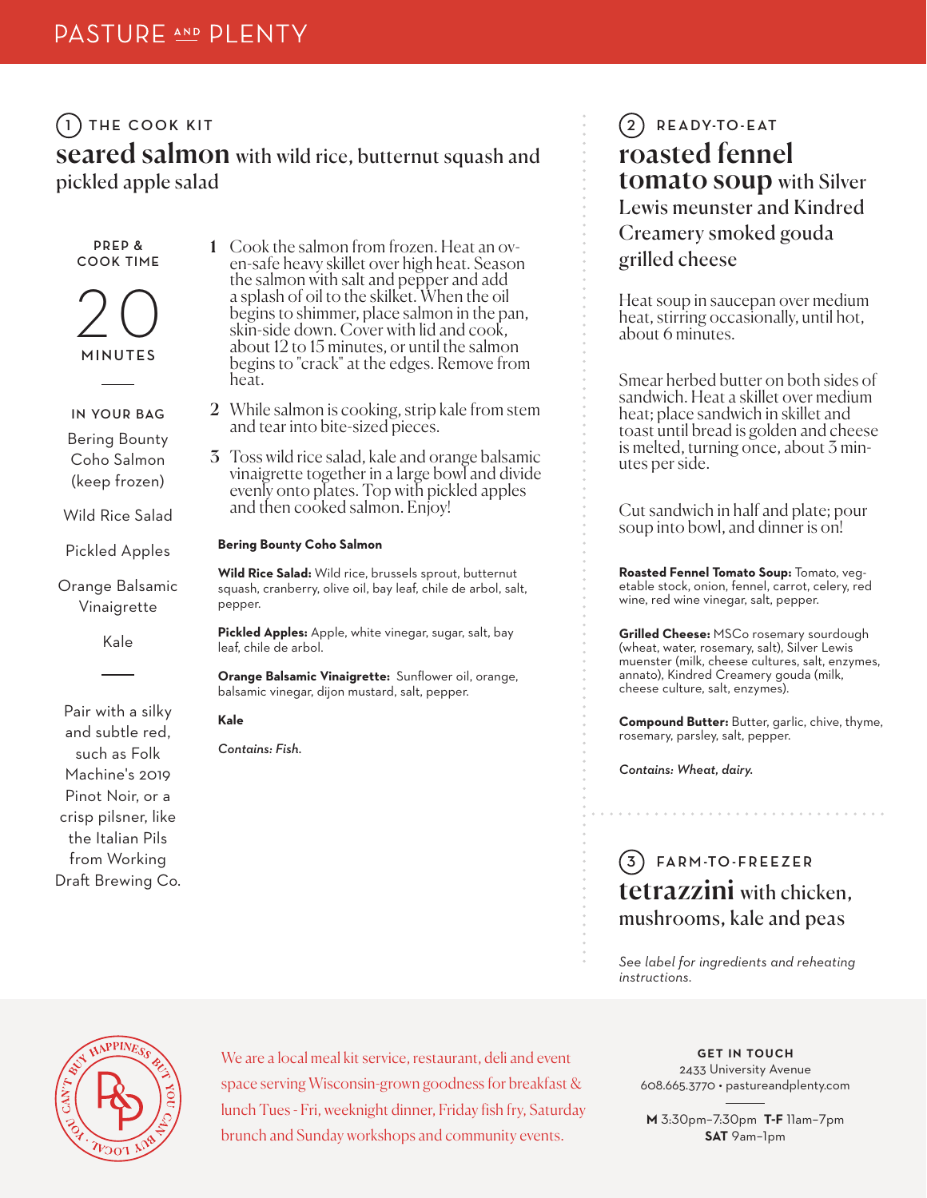# PASTURE AND PLENTY

## 1 THE COOK KIT

### seared salmon with wild rice, butternut squash and pickled apple salad

**PREP & COOK TIME**

20

MINUTES

**IN YOUR BAG**

Bering Bounty Coho Salmon (keep frozen)

Wild Rice Salad

Pickled Apples

Orange Balsamic Vinaigrette

Kale

Pair with a silky and subtle red, such as Folk Machine's 2019 Pinot Noir, or a crisp pilsner, like the Italian Pils from Working Draft Brewing Co.

1. Cook the salmon from frozen. Heat an oven-safe heavy skillet over high heat. Season the salmon with salt and pepper and add a splash of oil to the skillet. When the oil begins to shimmer, place salmon in the pan, skin-side down. Cover with lid and cook, about 12 to 15 minutes, or until the salmon begins to "crack" at the edges. Remove from heat.
2. While salmon is cooking, strip kale from stem and tear into bite-sized pieces.
3. Toss wild rice salad, kale and orange balsamic vinaigrette together in a large bowl and divide evenly onto plates. Top with pickled apples and then cooked salmon. Enjoy!

**Bering Bounty Coho Salmon**

**Wild Rice Salad:** Wild rice, brussels sprout, butternut squash, cranberry, olive oil, bay leaf, chile de arbol, salt, pepper.

**Pickled Apples:** Apple, white vinegar, sugar, salt, bay leaf, chile de arbol.

**Orange Balsamic Vinaigrette:** Sunflower oil, orange, balsamic vinegar, dijon mustard, salt, pepper.

**Kale**

*Contains: Fish.*

## 2 READY-TO-EAT

### roasted fennel tomato soup with Silver Lewis meunster and Kindred Creamery smoked gouda grilled cheese

Heat soup in saucepan over medium heat, stirring occasionally, until hot, about 6 minutes.

Smear herbed butter on both sides of sandwich. Heat a skillet over medium heat; place sandwich in skillet and toast until bread is golden and cheese is melted, turning once, about 3 minutes per side.

Cut sandwich in half and plate; pour soup into bowl, and dinner is on!

**Roasted Fennel Tomato Soup:** Tomato, vegetable stock, onion, fennel, carrot, celery, red wine, red wine vinegar, salt, pepper.

**Grilled Cheese:** MSCo rosemary sourdough (wheat, water, rosemary, salt), Silver Lewis muenster (milk, cheese cultures, salt, enzymes, annato), Kindred Creamery gouda (milk, cheese culture, salt, enzymes).

**Compound Butter:** Butter, garlic, chive, thyme, rosemary, parsley, salt, pepper.

*Contains: Wheat, dairy.*

## 3 FARM-TO-FREEZER

### tetrazzini with chicken, mushrooms, kale and peas

*See label for ingredients and reheating instructions.*

---

We are a local meal kit service, restaurant, deli and event space serving Wisconsin-grown goodness for breakfast & lunch Tues - Fri, weeknight dinner, Friday fish fry, Saturday brunch and Sunday workshops and community events.

**GET IN TOUCH**

2433 University Avenue

608.665.3770 • pastureandplenty.com

**M** 3:30pm–7:30pm **T-F** 11am–7pm

**SAT** 9am–1pm